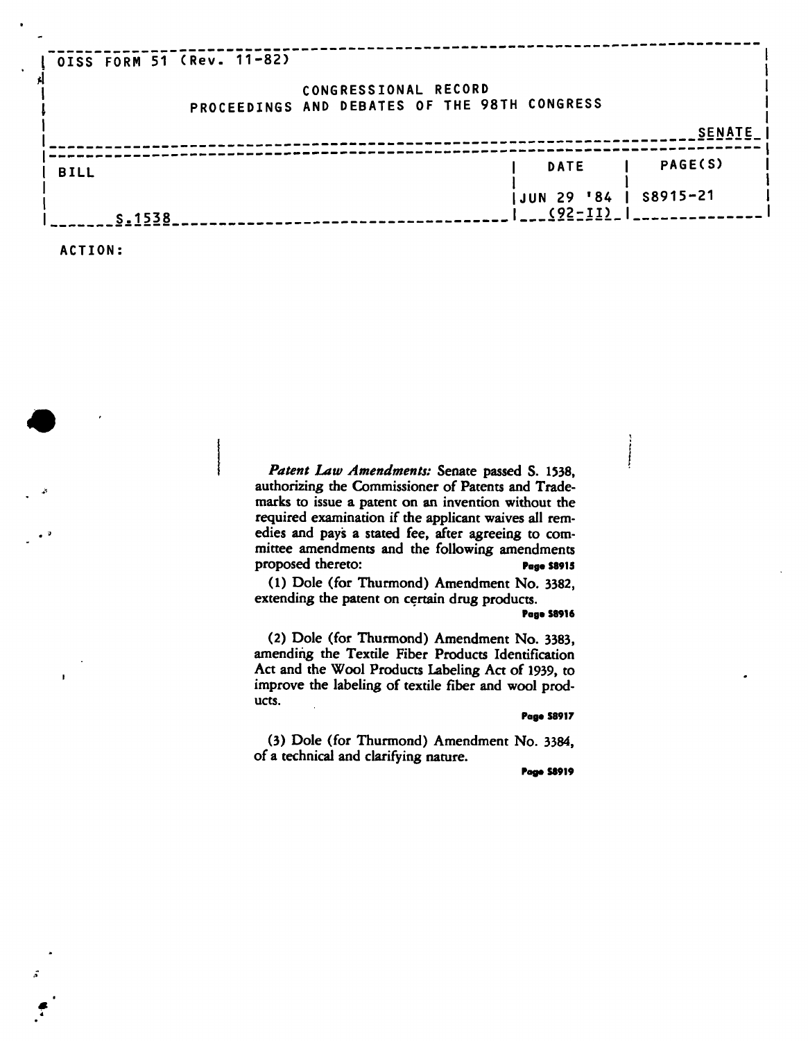OISS FORM 51 (Rev. 11-82)

CONGRESSIONAL RECORD
PROCEEDINGS AND DEBATES OF THE 98TH CONGRESS

SENATE

| BILL | DATE | PAGE(S) |
|---|---|---|
| S.1538 | JUN 29 '84 (92-II) | S8915-21 |

ACTION:

*Patent Law Amendments:* Senate passed S. 1538, authorizing the Commissioner of Patents and Trademarks to issue a patent on an invention without the required examination if the applicant waives all remedies and pays a stated fee, after agreeing to committee amendments and the following amendments proposed thereto: **Page S8915**

(1) Dole (for Thurmond) Amendment No. 3382, extending the patent on certain drug products. **Page S8916**

(2) Dole (for Thurmond) Amendment No. 3383, amending the Textile Fiber Products Identification Act and the Wool Products Labeling Act of 1939, to improve the labeling of textile fiber and wool products. **Page S8917**

(3) Dole (for Thurmond) Amendment No. 3384, of a technical and clarifying nature. **Page S8919**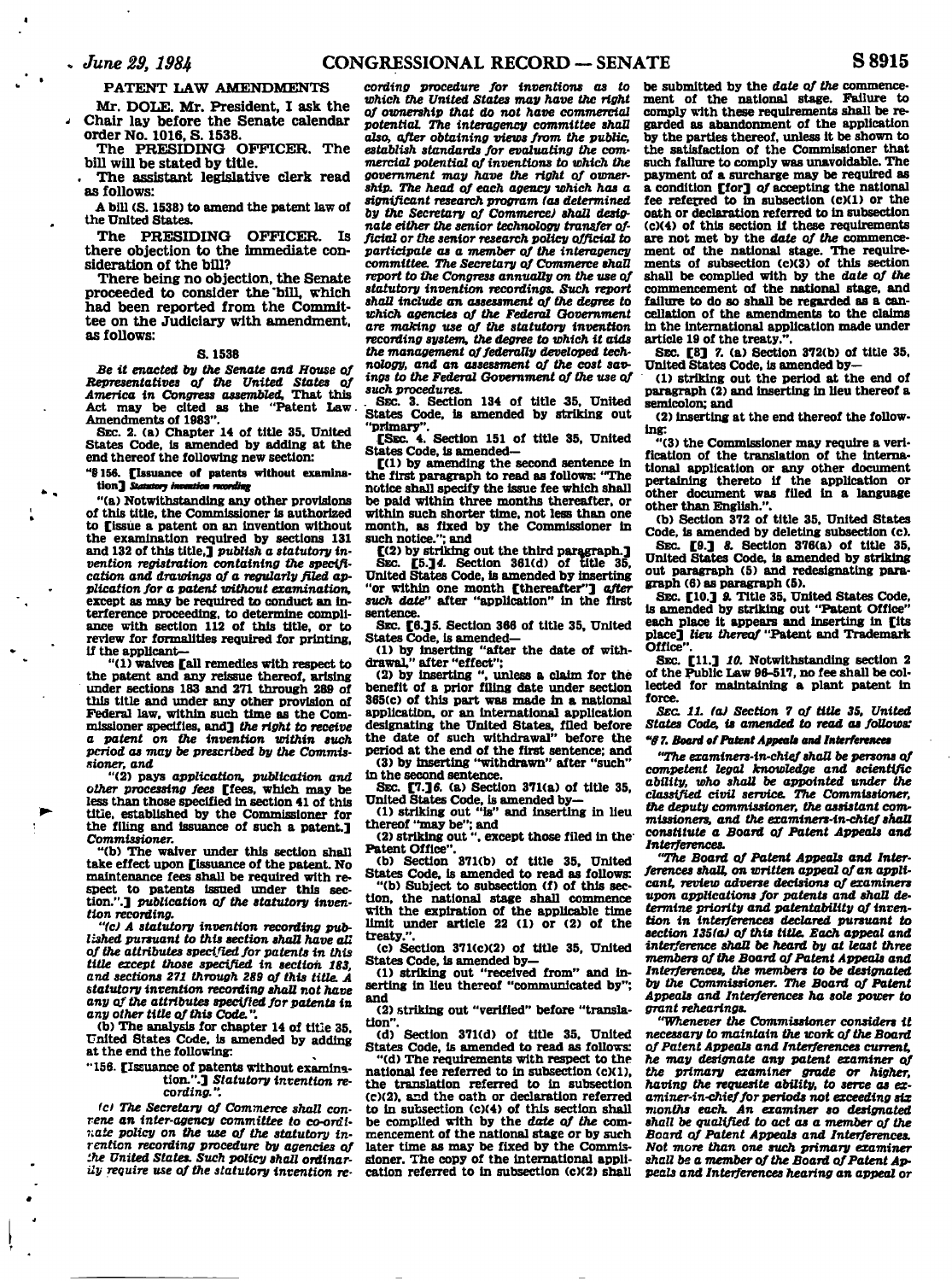## PATENT LAW AMENDMENTS

Mr. DOLE. Mr. President, I ask the Chair lay before the Senate calendar order No. 1016, S. 1538.

The PRESIDING OFFICER. The bill will be stated by title.

The assistant legislative clerk read as follows:

A bill (S. 1538) to amend the patent law of the United States.

The PRESIDING OFFICER. Is there objection to the immediate consideration of the bill?

There being no objection, the Senate proceeded to consider the bill, which had been reported from the Committee on the Judiciary with amendment, as follows:

### S. 1538

*Be it enacted by the Senate and House of Representatives of the United States of America in Congress assembled,* That this Act may be cited as the "Patent Law Amendments of 1983".

SEC. 2. (a) Chapter 14 of title 35, United States Code, is amended by adding at the end thereof the following new section:

"§ 156. [Issuance of patents without examination] *Statutory invention recording*

"(a) Notwithstanding any other provisions of this title, the Commissioner is authorized to [issue a patent on an invention without the examination required by sections 131 and 132 of this title,] *publish a statutory invention registration containing the specification and drawings of a regularly filed application for a patent without examination,* except as may be required to conduct an interference proceeding, to determine compliance with section 112 of this title, or to review for formalities required for printing, if the applicant—

"(1) waives [all remedies with respect to the patent and any reissue thereof, arising under sections 183 and 271 through 289 of this title and under any other provision of Federal law, within such time as the Commissioner specifies, and] *the right to receive a patent on the invention within such period as may be prescribed by the Commissioner, and*

"(2) pays *application, publication and other processing fees* [fees, which may be less than those specified in section 41 of this title, established by the Commissioner for the filing and issuance of such a patent.] *Commissioner.*

"(b) The waiver under this section shall take effect upon [issuance of the patent. No maintenance fees shall be required with respect to patents issued under this section.".] *publication of the statutory invention recording.*

*"(c) A statutory invention recording published pursuant to this section shall have all of the attributes specified for patents in this title except those specified in section 183, and sections 271 through 289 of this title. A statutory invention recording shall not have any of the attributes specified for patents in any other title of this Code.".*

(b) The analysis for chapter 14 of title 35, United States Code, is amended by adding at the end the following:

"156. [Issuance of patents without examination.".] *Statutory invention recording.".*

*(c) The Secretary of Commerce shall convene an inter-agency committee to co-ordinate policy on the use of the statutory invention recording procedure by agencies of the United States. Such policy shall ordinarily require use of the statutory invention recording procedure for inventions as to which the United States may have the right of ownership that do not have commercial potential. The interagency committee shall also, after obtaining views from the public, establish standards for evaluating the commercial potential of inventions to which the government may have the right of ownership. The head of each agency which has a significant research program (as determined by the Secretary of Commerce) shall designate either the senior technology transfer official or the senior research policy official to participate as a member of the interagency committee. The Secretary of Commerce shall report to the Congress annually on the use of statutory invention recordings. Such report shall include an assessment of the degree to which agencies of the Federal Government are making use of the statutory invention recording system, the degree to which it aids the management of federally developed technology, and an assessment of the cost savings to the Federal Government of the use of such procedures.*

SEC. 3. Section 134 of title 35, United States Code, is amended by striking out "primary".

[SEC. 4. Section 151 of title 35, United States Code, is amended—

[(1) by amending the second sentence in the first paragraph to read as follows: "The notice shall specify the issue fee which shall be paid within three months thereafter, or within such shorter time, not less than one month, as fixed by the Commissioner in such notice."; and

[(2) by striking out the third paragraph.]

SEC. [5.] *4.* Section 361(d) of title 35, United States Code, is amended by inserting "or within one month [thereafter"] *after such date*" after "application" in the first sentence.

SEC. [6.] *5.* Section 366 of title 35, United States Code, is amended—

(1) by inserting "after the date of withdrawal," after "effect";

(2) by inserting ", unless a claim for the benefit of a prior filing date under section 365(c) of this part was made in a national application, or an international application designating the United States, filed before the date of such withdrawal" before the period at the end of the first sentence; and

(3) by inserting "withdrawn" after "such" in the second sentence.

SEC. [7.] *6.* (a) Section 371(a) of title 35, United States Code, is amended by—

(1) striking out "is" and inserting in lieu thereof "may be"; and

(2) striking out ", except those filed in the Patent Office".

(b) Section 371(b) of title 35, United States Code, is amended to read as follows:

"(b) Subject to subsection (f) of this section, the national stage shall commence with the expiration of the applicable time limit under article 22 (1) or (2) of the treaty.".

(c) Section 371(c)(2) of title 35, United States Code, is amended by—

(1) striking out "received from" and inserting in lieu thereof "communicated by"; and

(2) striking out "verified" before "translation".

(d) Section 371(d) of title 35, United States Code, is amended to read as follows:

"(d) The requirements with respect to the national fee referred to in subsection (c)(1), the translation referred to in subsection (c)(2), and the oath or declaration referred to in subsection (c)(4) of this section shall be complied with by the *date of the* commencement of the national stage or by such later time as may be fixed by the Commissioner. The copy of the international application referred to in subsection (c)(2) shall be submitted by the *date of the* commencement of the national stage. Failure to comply with these requirements shall be regarded as abandonment of the application by the parties thereof, unless it be shown to the satisfaction of the Commissioner that such failure to comply was unavoidable. The payment of a surcharge may be required as a condition [for] *of* accepting the national fee referred to in subsection (c)(1) or the oath or declaration referred to in subsection (c)(4) of this section if these requirements are not met by the *date of the* commencement of the national stage. The requirements of subsection (c)(3) of this section shall be complied with by the *date of the* commencement of the national stage, and failure to do so shall be regarded as a cancellation of the amendments to the claims in the international application made under article 19 of the treaty.".

SEC. [8] *7.* (a) Section 372(b) of title 35, United States Code, is amended by—

(1) striking out the period at the end of paragraph (2) and inserting in lieu thereof a semicolon; and

(2) inserting at the end thereof the following:

"(3) the Commissioner may require a verification of the translation of the international application or any other document pertaining thereto if the application or other document was filed in a language other than English.".

(b) Section 372 of title 35, United States Code, is amended by deleting subsection (c).

SEC. [9.] *8.* Section 376(a) of title 35, United States Code, is amended by striking out paragraph (5) and redesignating paragraph (6) as paragraph (5).

SEC. [10.] *9.* Title 35, United States Code, is amended by striking out "Patent Office" each place it appears and inserting in [its place] *lieu thereof* "Patent and Trademark Office".

SEC. [11.] *10.* Notwithstanding section 2 of the Public Law 96-517, no fee shall be collected for maintaining a plant patent in force.

*SEC. 11. (a) Section 7 of title 35, United States Code, is amended to read as follows:*

*"§ 7. Board of Patent Appeals and Interferences*

*"The examiners-in-chief shall be persons of competent legal knowledge and scientific ability, who shall be appointed under the classified civil service. The Commissioner, the deputy commissioner, the assistant commissioners, and the examiners-in-chief shall constitute a Board of Patent Appeals and Interferences.*

*"The Board of Patent Appeals and Interferences shall, on written appeal of an applicant, review adverse decisions of examiners upon applications for patents and shall determine priority and patentability of invention in interferences declared pursuant to section 135(a) of this title. Each appeal and interference shall be heard by at least three members of the Board of Patent Appeals and Interferences, the members to be designated by the Commissioner. The Board of Patent Appeals and Interferences has sole power to grant rehearings.*

*"Whenever the Commissioner considers it necessary to maintain the work of the Board of Patent Appeals and Interferences current, he may designate any patent examiner of the primary examiner grade or higher, having the requesite ability, to serve as examiner-in-chief for periods not exceeding six months each. An examiner so designated shall be qualified to act as a member of the Board of Patent Appeals and Interferences. Not more than one such primary examiner shall be a member of the Board of Patent Appeals and Interferences hearing an appeal or*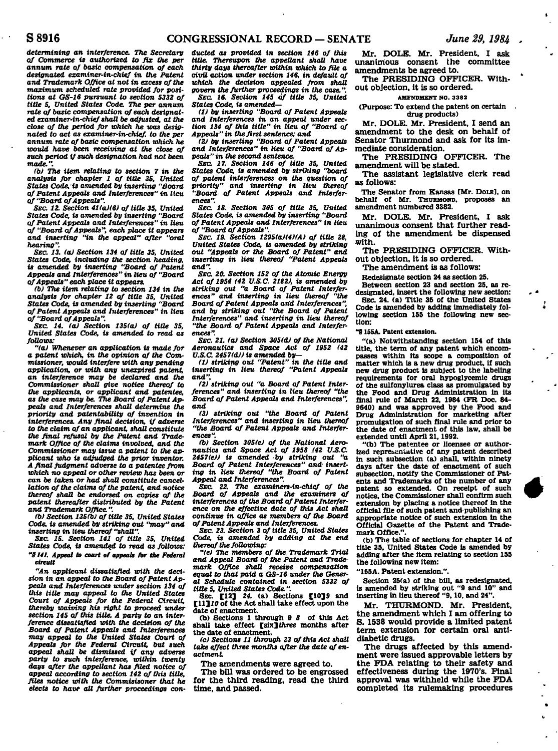*determining an interference. The Secretary of Commerce is authorized to fix the per annum rate of basic compensation of each designated examiner-in-chief in the Patent and Trademark Office at not in excess of the maximum scheduled rate provided for positions at GS-16 pursuant to section 5332 of title 5, United States Code. The per annum rate of basic compensation of each designated examiner-in-chief shall be adjusted, at the close of the period for which he was designated to act as examiner-in-chief, to the per annum rate of basic compensation which he would have been receiving at the close of such period if such designation had not been made.".*

*(b) The item relating to section 7 in the analysis for chapter 1 of title 35, United States Code, is amended by inserting "Board of Patent Appeals and Interferences" in lieu of "Board of Appeals".*

*SEC. 12. Section 41(a)(6) of title 35, United States Code, is amended by inserting "Board of Patent Appeals and Interferences" in lieu of "Board of Appeals", each place it appears and inserting "in the appeal" after "oral hearing".*

*SEC. 13. (a) Section 134 of title 35, United States Code, including the section heading, is amended by inserting "Board of Patent Appeals and Interferences" in lieu of "Board of Appeals" each place it appears.*

*(b) The item relating to section 134 in the analysis for chapter 12 of title 35, United States Code, is amended by inserting "Board of Patent Appeals and Interferences" in lieu of "Board of Appeals".*

*SEC. 14. (a) Section 135(a) of title 35, United States Code, is amended to read as follows:*

*"(a) Whenever an application is made for a patent which, in the opinion of the Commissioner, would interfere with any pending application, or with any unexpired patent, an interference may be declared and the Commissioner shall give notice thereof to the applicants, or applicant and patentee, as the case may be. The Board of Patent Appeals and Interferences shall determine the priority and patentability of invention in interferences. Any final decision, if adverse to the claim of an applicant, shall constitute the final refusal by the Patent and Trademark Office of the claims involved, and the Commissioner may issue a patent to the applicant who is adjudged the prior inventor. A final judgment adverse to a patentee from which no appeal or other review has been or can be taken or had shall constitute cancellation of the claims of the patent, and notice thereof shall be endorsed on copies of the patent thereafter distributed by the Patent and Trademark Office.".*

*(b) Section 135(b) of title 35, United States Code, is amended by striking out "may" and inserting in lieu thereof "shall".*

*SEC. 15. Section 141 of title 35, United States Code, is amended to read as follows:*

*"§ 141. Appeal to court of appeals for the Federal circuit*

*"An applicant dissatisfied with the decision in an appeal to the Board of Patent Appeals and Interferences under section 134 of this title may appeal to the United States Court of Appeals for the Federal Circuit, thereby waiving his right to proceed under section 145 of this title. A party to an interference dissatisfied with the decision of the Board of Patent Appeals and Interferences may appeal to the United States Court of Appeals for the Federal Circuit, but such appeal shall be dismissed if any adverse party to such interference, within twenty days after the appellant has filed notice of appeal according to section 142 of this title, files notice with the Commissioner that he elects to have all further proceedings conducted as provided in section 146 of this title. Thereupon the appellant shall have thirty days thereafter within which to file a civil action under section 146, in default of which the decision appealed from shall govern the further proceedings in the case.".*

*SEC. 16. Section 145 of title 35, United States Code, is amended—*

*(1) by inserting "Board of Patent Appeals and Interferences in an appeal under section 134 of this title" in lieu of "Board of Appeals" in the first sentence; and*

*(2) by inserting "Board of Patent Appeals and Interferences" in lieu of "Board of Appeals" in the second sentence.*

*SEC. 17. Section 146 of title 35, United States Code, is amended by striking "board of patent interferences on the question of priority" and inserting in lieu thereof "Board of Patent Appeals and Interferences".*

*SEC. 18. Section 305 of title 35, United States Code, is amended by inserting "Board of Patent Appeals and Interferences" in lieu of "Board of Appeals".*

*SEC. 19. Section 1295(a)(4)(A) of title 28, United States Code, is amended by striking out "Appeals or the Board of Patent" and inserting in lieu thereof "Patent Appeals and".*

*SEC. 20. Section 152 of the Atomic Energy Act of 1954 (42 U.S.C. 2182), is amended by striking out "a Board of Patent Interferences" and inserting in lieu thereof "the Board of Patent Appeals and Interferences", and by striking out "the Board of Patent Interferences" and inserting in lieu thereof "the Board of Patent Appeals and Interferences".*

*SEC. 21. (a) Section 305(d) of the National Aeronautics and Space Act of 1952 (42 U.S.C. 2457(d)) is amended by—*

*(1) striking out "Patent" in the title and inserting in lieu thereof "Patent Appeals and",*

*(2) striking out "a Board of Patent Interferences" and inserting in lieu thereof "the Board of Patent Appeals and Interferences", and*

*(3) striking out "the Board of Patent Interferences" and inserting in lieu thereof "the Board of Patent Appeals and Interferences".*

*(b) Section 305(e) of the National Aeronautics and Space Act of 1958 (42 U.S.C. 2457(e)) is amended by striking out "a Board of Patent Interferences" and inserting in lieu thereof "the Board of Patent Appeal and Interferences".*

*SEC. 22. The examiners-in-chief of the Board of Appeals and the examiners of interferences of the Board of Patent Interference on the effective date of this Act shall continue in office as members of the Board of Patent Appeals and Interferences.*

*SEC. 23. Section 3 of title 35, United States Code, is amended by adding at the end thereof the following:*

*"(e) The members of the Trademark Trial and Appeal Board of the Patent and Trademark Office shall receive compensation equal to that paid a GS-16 under the General Schedule contained in section 5332 of title 5, United States Code.".*

SEC. [12] *24.* (a) Sections [10]*9* and [11]*10* of the Act shall take effect upon the date of enactment.

(b) Sections 1 through 9 *8* of this Act shall take effect [six]*three* months after the date of enactment.

*(c) Sections 11 through 23 of this Act shall take effect three months after the date of enactment.*

The amendments were agreed to.

The bill was ordered to be engrossed for the third reading, read the third time, and passed.

Mr. DOLE. Mr. President, I ask unanimous consent the committee amendments be agreed to.

The PRESIDING OFFICER. Without objection, it is so ordered.

AMENDMENT NO. 3382

(Purpose: To extend the patent on certain drug products)

Mr. DOLE. Mr. President, I send an amendment to the desk on behalf of Senator Thurmond and ask for its immediate consideration.

The PRESIDING OFFICER. The amendment will be stated.

The assistant legislative clerk read as follows:

The Senator from Kansas [Mr. DOLE], on behalf of Mr. THURMOND, proposes an amendment numbered 3382.

Mr. DOLE. Mr. President, I ask unanimous consent that further reading of the amendment be dispensed with.

The PRESIDING OFFICER. Without objection, it is so ordered.

The amendment is as follows:

Redesignate section 24 as section 25.

Between section 23 and section 25, as redesignated, insert the following new section:

SEC. 24. (a) Title 35 of the United States Code is amended by adding immediately following section 155 the following new section:

**"§ 155A. Patent extension.**

"(a) Notwithstanding section 154 of this title, the term of any patent which encompasses within its scope a composition of matter which is a new drug product, if such new drug product is subject to the labeling requirements for oral hypoglycemic drugs of the sulfonylurea class as promulgated by the Food and Drug Administration in its final rule of March 22, 1984 (FR Doc. 84-9640) and was approved by the Food and Drug Administration for marketing after promulgation of such final rule and prior to the date of enactment of this law, shall be extended until April 21, 1992.

"(b) The patentee or licensee or authorized representative of any patent described in such subsection (a) shall, within ninety days after the date of enactment of such subsection, notify the Commissioner of Patents and Trademarks of the number of any patent so extended. On receipt of such notice, the Commissioner shall confirm such extension by placing a notice thereof in the official file of such patent and publishing an appropriate notice of such extension in the Official Gazette of the Patent and Trademark Office.".

(b) The table of sections for chapter 14 of title 35, United States Code is amended by adding after the item relating to section 155 the following new item:

"155A. Patent extension.".

Section 25(a) of the bill, as redesignated, is amended by striking out "9 and 10" and inserting in lieu thereof "9, 10, and 24".

Mr. THURMOND. Mr. President, the amendment which I am offering to S. 1538 would provide a limited patent term extension for certain oral antidiabetic drugs.

The drugs affected by this amendment were issued approvable letters by the FDA relating to their safety and effectiveness during the 1970's. Final approval was withheld while the FDA completed its rulemaking procedures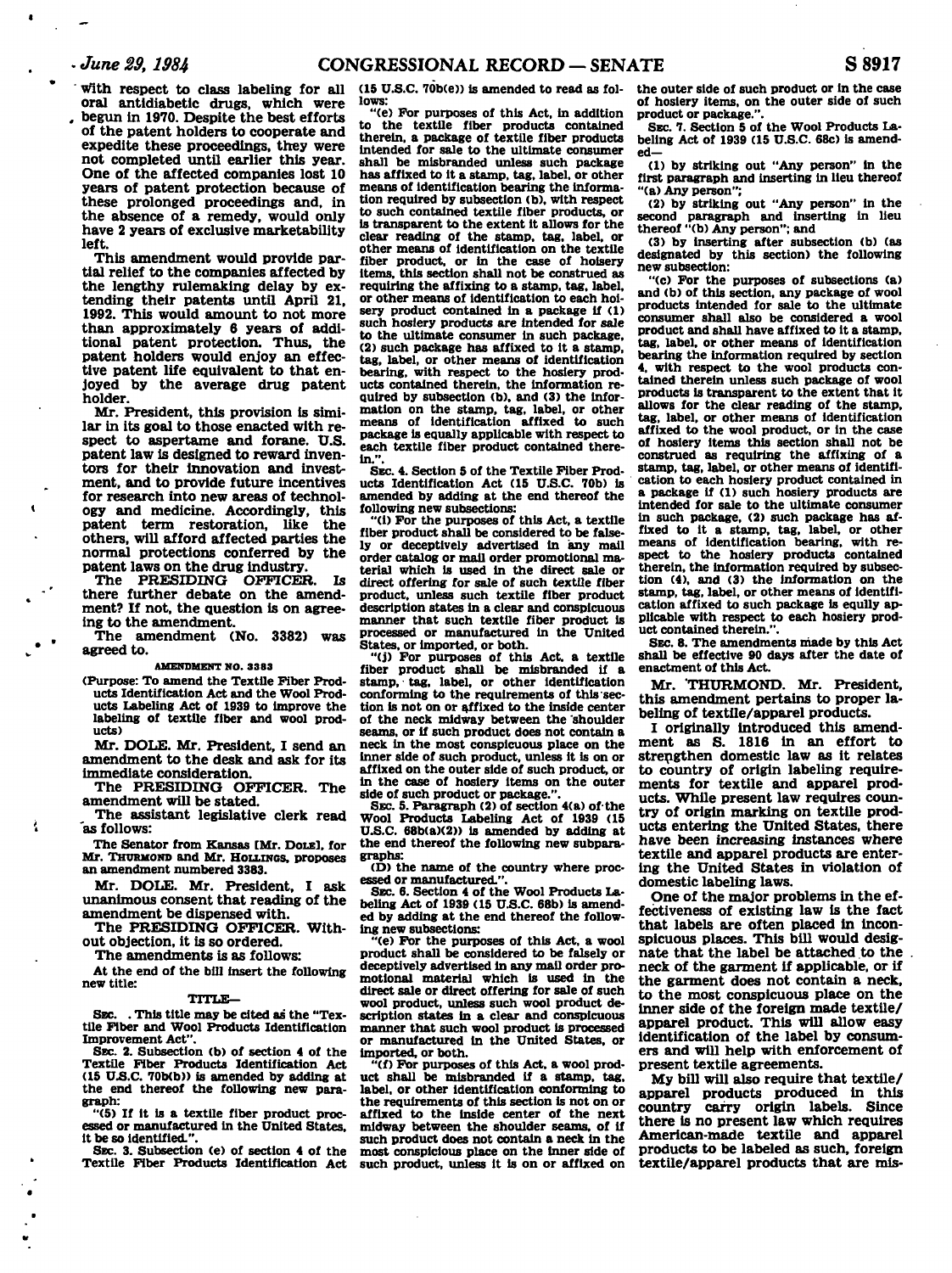with respect to class labeling for all oral antidiabetic drugs, which were begun in 1970. Despite the best efforts of the patent holders to cooperate and expedite these proceedings, they were not completed until earlier this year. One of the affected companies lost 10 years of patent protection because of these prolonged proceedings and, in the absence of a remedy, would only have 2 years of exclusive marketability left.

This amendment would provide partial relief to the companies affected by the lengthy rulemaking delay by extending their patents until April 21, 1992. This would amount to not more than approximately 6 years of additional patent protection. Thus, the patent holders would enjoy an effective patent life equivalent to that enjoyed by the average drug patent holder.

Mr. President, this provision is similar in its goal to those enacted with respect to aspertame and forane. U.S. patent law is designed to reward inventors for their innovation and investment, and to provide future incentives for research into new areas of technology and medicine. Accordingly, this patent term restoration, like the others, will afford affected parties the normal protections conferred by the patent laws on the drug industry.

The PRESIDING OFFICER. Is there further debate on the amendment? If not, the question is on agreeing to the amendment.

The amendment (No. 3382) was agreed to.

AMENDMENT NO. 3383

(Purpose: To amend the Textile Fiber Products Identification Act and the Wool Products Labeling Act of 1939 to improve the labeling of textile fiber and wool products)

Mr. DOLE. Mr. President, I send an amendment to the desk and ask for its immediate consideration.

The PRESIDING OFFICER. The amendment will be stated.

The assistant legislative clerk read as follows:

The Senator from Kansas [Mr. DOLE], for Mr. THURMOND and Mr. HOLLINGS, proposes an amendment numbered 3383.

Mr. DOLE. Mr. President, I ask unanimous consent that reading of the amendment be dispensed with.

The PRESIDING OFFICER. Without objection, it is so ordered.

The amendments is as follows:

At the end of the bill insert the following new title:

TITLE—

SEC. . This title may be cited as the "Textile Fiber and Wool Products Identification Improvement Act".

SEC. 2. Subsection (b) of section 4 of the Textile Fiber Products Identification Act (15 U.S.C. 70b(b)) is amended by adding at the end thereof the following new paragraph:

"(5) If it is a textile fiber product processed or manufactured in the United States, it be so identified.".

SEC. 3. Subsection (e) of section 4 of the Textile Fiber Products Identification Act (15 U.S.C. 70b(e)) is amended to read as follows:

"(e) For purposes of this Act, in addition to the textile fiber products contained therein, a package of textile fiber products intended for sale to the ultimate consumer shall be misbranded unless such package has affixed to it a stamp, tag, label, or other means of identification bearing the information required by subsection (b), with respect to such contained textile fiber products, or is transparent to the extent it allows for the clear reading of the stamp, tag, label, or other means of identification on the textile fiber product, or in the case of hosiery items, this section shall not be construed as requiring the affixing to a stamp, tag, label, or other means of identification to each hosiery product contained in a package if (1) such hosiery products are intended for sale to the ultimate consumer in such package, (2) such package has affixed to it a stamp, tag, label, or other means of identification bearing, with respect to the hosiery products contained therein, the information required by subsection (b), and (3) the information on the stamp, tag, label, or other means of identification affixed to such package is equally applicable with respect to each textile fiber product contained therein.".

SEC. 4. Section 5 of the Textile Fiber Products Identification Act (15 U.S.C. 70b) is amended by adding at the end thereof the following new subsections:

"(i) For the purposes of this Act, a textile fiber product shall be considered to be falsely or deceptively advertised in any mail order catalog or mail order promotional material which is used in the direct sale or direct offering for sale of such textile fiber product, unless such textile fiber product description states in a clear and conspicuous manner that such textile fiber product is processed or manufactured in the United States, or imported, or both.

"(j) For purposes of this Act, a textile fiber product shall be misbranded if a stamp, tag, label, or other identification conforming to the requirements of this section is not on or affixed to the inside center of the neck midway between the shoulder seams, or if such product does not contain a neck in the most conspicuous place on the inner side of such product, unless it is on or affixed on the outer side of such product, or in the case of hosiery items on the outer side of such product or package.".

SEC. 5. Paragraph (2) of section 4(a) of the Wool Products Labeling Act of 1939 (15 U.S.C. 68b(a)(2)) is amended by adding at the end thereof the following new subparagraphs:

(D) the name of the country where processed or manufactured.".

SEC. 6. Section 4 of the Wool Products Labeling Act of 1939 (15 U.S.C. 68b) is amended by adding at the end thereof the following new subsections:

"(e) For the purposes of this Act, a wool product shall be considered to be falsely or deceptively advertised in any mail order promotional material which is used in the direct sale or direct offering for sale of such wool product, unless such wool product description states in a clear and conspicuous manner that such wool product is processed or manufactured in the United States, or imported, or both.

"(f) For purposes of this Act, a wool product shall be misbranded if a stamp, tag, label, or other identification conforming to the requirements of this section is not on or affixed to the inside center of the next midway between the shoulder seams, or if such product does not contain a neck in the most conspicuous place on the inner side of such product, unless it is on or affixed on the outer side of such product or in the case of hosiery items, on the outer side of such product or package.".

SEC. 7. Section 5 of the Wool Products Labeling Act of 1939 (15 U.S.C. 68c) is amended—

(1) by striking out "Any person" in the first paragraph and inserting in lieu thereof "(a) Any person";

(2) by striking out "Any person" in the second paragraph and inserting in lieu thereof "(b) Any person"; and

(3) by inserting after subsection (b) (as designated by this section) the following new subsection:

"(c) For the purposes of subsections (a) and (b) of this section, any package of wool products intended for sale to the ultimate consumer shall also be considered a wool product and shall have affixed to it a stamp, tag, label, or other means of identification bearing the information required by section 4, with respect to the wool products contained therein unless such package of wool products is transparent to the extent that it allows for the clear reading of the stamp, tag, label, or other means of identification affixed to the wool product, or in the case of hosiery items this section shall not be construed as requiring the affixing of a stamp, tag, label, or other means of identification to each hosiery product contained in a package if (1) such hosiery products are intended for sale to the ultimate consumer in such package, (2) such package has affixed to it a stamp, tag, label, or other means of identification bearing, with respect to the hosiery products contained therein, the information required by subsection (4), and (3) the information on the stamp, tag, label, or other means of identification affixed to such package is eqully applicable with respect to each hosiery product contained therein.".

SEC. 8. The amendments made by this Act shall be effective 90 days after the date of enactment of this Act.

Mr. THURMOND. Mr. President, this amendment pertains to proper labeling of textile/apparel products.

I originally introduced this amendment as S. 1816 in an effort to strengthen domestic law as it relates to country of origin labeling requirements for textile and apparel products. While present law requires country of origin marking on textile products entering the United States, there have been increasing instances where textile and apparel products are entering the United States in violation of domestic labeling laws.

One of the major problems in the effectiveness of existing law is the fact that labels are often placed in inconspicuous places. This bill would designate that the label be attached to the neck of the garment if applicable, or if the garment does not contain a neck, to the most conspicuous place on the inner side of the foreign made textile/apparel product. This will allow easy identification of the label by consumers and will help with enforcement of present textile agreements.

My bill will also require that textile/apparel products produced in this country carry origin labels. Since there is no present law which requires American-made textile and apparel products to be labeled as such, foreign textile/apparel products that are mis-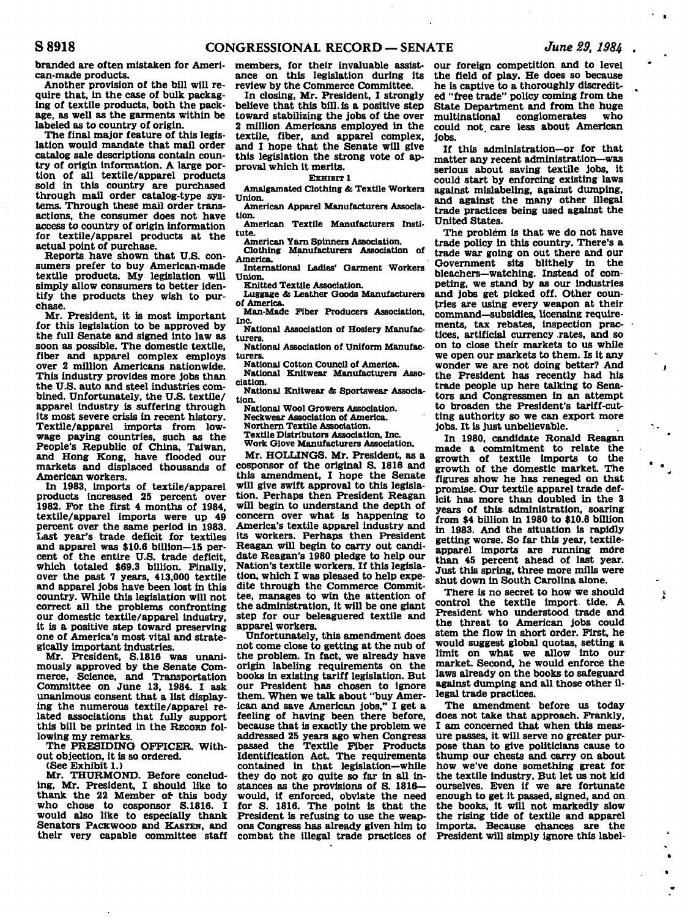branded are often mistaken for American-made products.

Another provision of the bill will require that, in the case of bulk packaging of textile products, both the package, as well as the garments within be labeled as to country of origin.

The final major feature of this legislation would mandate that mail order catalog sale descriptions contain country of origin information. A large portion of all textile/apparel products sold in this country are purchased through mail order catalog-type systems. Through these mail order transactions, the consumer does not have access to country of origin information for textile/apparel products at the actual point of purchase.

Reports have shown that U.S. consumers prefer to buy American-made textile products. My legislation will simply allow consumers to better identify the products they wish to purchase.

Mr. President, it is most important for this legislation to be approved by the full Senate and signed into law as soon as possible. The domestic textile, fiber and apparel complex employs over 2 million Americans nationwide. This industry provides more jobs than the U.S. auto and steel industries combined. Unfortunately, the U.S. textile/apparel industry is suffering through its most severe crisis in recent history. Textile/apparel imports from low-wage paying countries, such as the People's Republic of China, Taiwan, and Hong Kong, have flooded our markets and displaced thousands of American workers.

In 1983, imports of textile/apparel products increased 25 percent over 1982. For the first 4 months of 1984, textile/apparel imports were up 49 percent over the same period in 1983. Last year's trade deficit for textiles and apparel was $10.6 billion—15 percent of the entire U.S. trade deficit, which totaled $69.3 billion. Finally, over the past 7 years, 413,000 textile and apparel jobs have been lost in this country. While this legislation will not correct all the problems confronting our domestic textile/apparel industry, it is a positive step toward preserving one of America's most vital and strategically important industries.

Mr. President, S.1816 was unanimously approved by the Senate Commerce, Science, and Transportation Committee on June 13, 1984. I ask unanimous consent that a list displaying the numerous textile/apparel related associations that fully support this bill be printed in the RECORD following my remarks.

The PRESIDING OFFICER. Without objection, it is so ordered.

(See Exhibit 1.)

Mr. THURMOND. Before concluding, Mr. President, I should like to thank the 22 Member of this body who chose to cosponsor S.1816. I would also like to especially thank Senators PACKWOOD and KASTEN, and their very capable committee staff members, for their invaluable assistance on this legislation during its review by the Commerce Committee.

In closing, Mr. President, I strongly believe that this bill is a positive step toward stabilizing the jobs of the over 2 million Americans employed in the textile, fiber, and apparel complex, and I hope that the Senate will give this legislation the strong vote of approval which it merits.

EXHIBIT 1

Amalgamated Clothing & Textile Workers Union.
American Apparel Manufacturers Association.
American Textile Manufacturers Institute.
American Yarn Spinners Association.
Clothing Manufacturers Association of America.
International Ladies' Garment Workers Union.
Knitted Textile Association.
Luggage & Leather Goods Manufacturers of America.
Man-Made Fiber Producers Association, Inc.
National Association of Hosiery Manufacturers.
National Association of Uniform Manufacturers.
National Cotton Council of America.
National Knitwear Manufacturers Association.
National Knitwear & Sportswear Association.
National Wool Growers Association.
Neckwear Association of America.
Northern Textile Association.
Textile Distributors Association, Inc.
Work Glove Manufacturers Association.

Mr. HOLLINGS. Mr. President, as a cosponsor of the original S. 1816 and this amendment, I hope the Senate will give swift approval to this legislation. Perhaps then President Reagan will begin to understand the depth of concern over what is happening to America's textile apparel industry and its workers. Perhaps then President Reagan will begin to carry out candidate Reagan's 1980 pledge to help our Nation's textile workers. If this legislation, which I was pleased to help expedite through the Commerce Committee, manages to win the attention of the administration, it will be one giant step for our beleaguered textile and apparel workers.

Unfortunately, this amendment does not come close to getting at the nub of the problem. In fact, we already have origin labeling requirements on the books in existing tariff legislation. But our President has chosen to ignore them. When we talk about "buy American and save American jobs," I get a feeling of having been there before, because that is exactly the problem we addressed 25 years ago when Congress passed the Textile Fiber Products Identification Act. The requirements contained in that legislation—while they do not go quite so far in all instances as the provisions of S. 1816—would, if enforced, obviate the need for S. 1816. The point is that the President is refusing to use the weapons Congress has already given him to combat the illegal trade practices of our foreign competition and to level the field of play. He does so because he is captive to a thoroughly discredited "free trade" policy coming from the State Department and from the huge multinational conglomerates who could not care less about American jobs.

If this administration—or for that matter any recent administration—was serious about saving textile jobs, it could start by enforcing existing laws against mislabeling, against dumping, and against the many other illegal trade practices being used against the United States.

The problem is that we do not have trade policy in this country. There's a trade war going on out there and our Government sits blithely in the bleachers—watching. Instead of competing, we stand by as our industries and jobs get picked off. Other countries are using every weapon at their command—subsidies, licensing requirements, tax rebates, inspection practices, artificial currency rates, and so on to close their markets to us while we open our markets to them. Is it any wonder we are not doing better? And the President has recently had his trade people up here talking to Senators and Congressmen in an attempt to broaden the President's tariff-cutting authority so we can export more jobs. It is just unbelievable.

In 1980, candidate Ronald Reagan made a commitment to relate the growth of textile imports to the growth of the domestic market. The figures show he has reneged on that promise. Our textile apparel trade deficit has more than doubled in the 3 years of this administration, soaring from $4 billion in 1980 to $10.6 billion in 1983. And the situation is rapidly getting worse. So far this year, textile-apparel imports are running more than 45 percent ahead of last year. Just this spring, three more mills were shut down in South Carolina alone.

There is no secret to how we should control the textile import tide. A President who understood trade and the threat to American jobs could stem the flow in short order. First, he would suggest global quotas, setting a limit on what we allow into our market. Second, he would enforce the laws already on the books to safeguard against dumping and all those other illegal trade practices.

The amendment before us today does not take that approach. Frankly, I am concerned that when this measure passes, it will serve no greater purpose than to give politicians cause to thump our chests and carry on about how we've done something great for the textile industry. But let us not kid ourselves. Even if we are fortunate enough to get it passed, signed, and on the books, it will not markedly slow the rising tide of textile and apparel imports. Because chances are the President will simply ignore this label-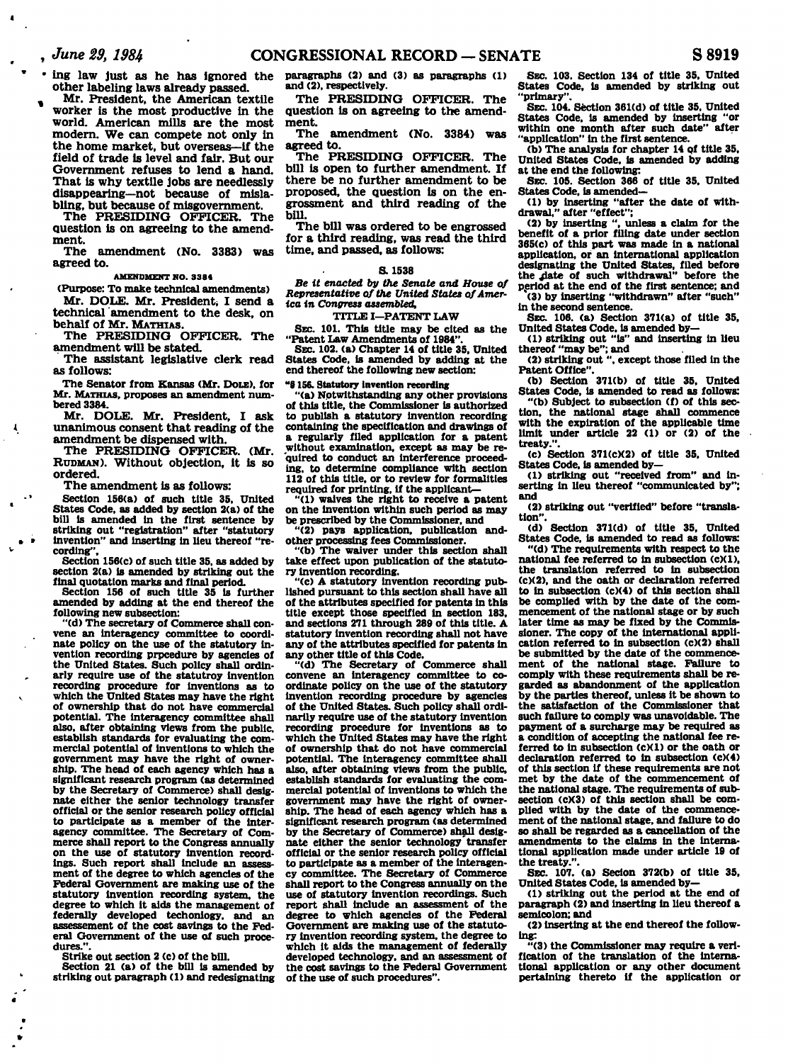ing law just as he has ignored the other labeling laws already passed.

Mr. President, the American textile worker is the most productive in the world. American mills are the most modern. We can compete not only in the home market, but overseas—if the field of trade is level and fair. But our Government refuses to lend a hand. That is why textile jobs are needlessly disappearing—not because of mislabling, but because of misgovernment.

The PRESIDING OFFICER. The question is on agreeing to the amendment.

The amendment (No. 3383) was agreed to.

AMENDMENT NO. 3384

(Purpose: To make technical amendments)

Mr. DOLE. Mr. President, I send a technical amendment to the desk, on behalf of Mr. MATHIAS.

The PRESIDING OFFICER. The amendment will be stated.

The assistant legislative clerk read as follows:

The Senator from Kansas (Mr. DOLE), for Mr. MATHIAS, proposes an amendment numbered 3384.

Mr. DOLE. Mr. President, I ask unanimous consent that reading of the amendment be dispensed with.

The PRESIDING OFFICER. (Mr. RUDMAN). Without objection, it is so ordered.

The amendment is as follows:

Section 156 of such title 35, United States Code, as added by section 2(a) of the bill is amended in the first sentence by striking out "registration" after "statutory invention" and inserting in lieu thereof "recording".

Section 156(c) of such title 35, as added by section 2(a) is amended by striking out the final quotation marks and final period.

Section 156 of such title 35 is further amended by adding at the end thereof the following new subsection:

"(d) The secretary of Commerce shall convene an interagency committee to coordinate policy on the use of the statutory invention recording prpcedure by agencies of the United States. Such policy shall ordinarly require use of the statutroy invention recording procedure for inventions as to which the United States may have the right of ownership that do not have commercial potential. The interagency committee shall also, after obtaining views from the public, establish standards for evaluating the commercial potential of inventions to which the government may have the right of ownership. The head of each agency which has a significant research program (as determined by the Secretary of Commerce) shall designate either the senior technology transfer official or the senior research policy official to participate as a member of the interagency committee. The Secretary of Commerce shall report to the Congress annually on the use of statutory invention recordings. Such report shall include an assessment of the degree to which agencies of the Federal Government are making use of the statutory invention recording system, the degree to which it aids the management of federally developed techonology, and an assessement of the cost savings to the Federal Government of the use of such procedures.".

Strike out section 2 (c) of the bill.

Section 21 (a) of the bill is amended by striking out paragraph (1) and redesignating paragraphs (2) and (3) as paragraphs (1) and (2), respectively.

The PRESIDING OFFICER. The question is on agreeing to the amendment.

The amendment (No. 3384) was agreed to.

The PRESIDING OFFICER. The bill is open to further amendment. If there be no further amendment to be proposed, the question is on the engrossment and third reading of the bill.

The bill was ordered to be engrossed for a third reading, was read the third time, and passed, as follows:

S. 1538

*Be it enacted by the Senate and House of Representative of the United States of America in Congress assembled,*

TITLE I—PATENT LAW

SEC. 101. This title may be cited as the "Patent Law Amendments of 1984".

SEC. 102. (a) Chapter 14 of title 35, United States Code, is amended by adding at the end thereof the following new section:

"§ 156. Statutory invention recording

"(a) Notwithstanding any other provisions of this title, the Commissioner is authorized to publish a statutory invention recording containing the specification and drawings of a regularly filed application for a patent without examination, except as may be required to conduct an interference proceeding, to determine compliance with section 112 of this title, or to review for formalities required for printing, if the applicant—

"(1) waives the right to receive a patent on the invention within such period as may be prescribed by the Commissioner, and

"(2) pays application, publication and other processing fees Commissioner.

"(b) The waiver under this section shall take effect upon publication of the statutory invention recording.

"(c) A statutory invention recording published pursuant to this section shall have all of the attributes specified for patents in this title except those specified in section 183, and sections 271 through 289 of this title. A statutory invention recording shall not have any of the attributes specified for patents in any other title of this Code.

"(d) The Secretary of Commerce shall convene an interagency committee to coordinate policy on the use of the statutory invention recording procedure by agencies of the United States. Such policy shall ordinarily require use of the statutory invention recording procedure for inventions as to which the United States may have the right of ownership that do not have commercial potential. The interagency committee shall also, after obtaining views from the public, establish standards for evaluating the commercial potential of inventions to which the government may have the right of ownership. The head of each agency which has a significant research program (as determined by the Secretary of Commerce) shall designate either the senior technology transfer official or the senior research policy official to participate as a member of the interagency committee. The Secretary of Commerce shall report to the Congress annually on the use of statutory invention recordings. Such report shall include an assessment of the degree to which agencies of the Federal Government are making use of the statutory invention recording system, the degree to which it aids the management of federally developed technology, and an assessment of the cost savings to the Federal Government of the use of such procedures".

SEC. 103. Section 134 of title 35, United States Code, is amended by striking out "primary".

SEC. 104. Section 361(d) of title 35, United States Code, is amended by inserting "or within one month after such date" after "application" in the first sentence.

(b) The analysis for chapter 14 of title 35, United States Code, is amended by adding at the end the following:

SEC. 105. Section 366 of title 35, United States Code, is amended—

(1) by inserting "after the date of withdrawal," after "effect";

(2) by inserting ", unless a claim for the benefit of a prior filing date under section 365(c) of this part was made in a national application, or an international application designating the United States, filed before the date of such withdrawal" before the period at the end of the first sentence; and

(3) by inserting "withdrawn" after "such" in the second sentence.

SEC. 106. (a) Section 371(a) of title 35, United States Code, is amended by—

(1) striking out "is" and inserting in lieu thereof "may be"; and

(2) striking out ", except those filed in the Patent Office".

(b) Section 371(b) of title 35, United States Code, is amended to read as follows:

"(b) Subject to subsection (f) of this section, the national stage shall commence with the expiration of the applicable time limit under article 22 (1) or (2) of the treaty.".

(c) Section 371(c)(2) of title 35, United States Code, is amended by—

(1) striking out "received from" and inserting in lieu thereof "communicated by"; and

(2) striking out "verified" before "translation".

(d) Section 371(d) of title 35, United States Code, is amended to read as follows:

"(d) The requirements with respect to the national fee referred to in subsection (c)(1), the translation referred to in subsection (c)(2), and the oath or declaration referred to in subsection (c)(4) of this section shall be complied with by the date of the commencement of the national stage or by such later time as may be fixed by the Commissioner. The copy of the international application referred to in subsection (c)(2) shall be submitted by the date of the commencement of the national stage. Failure to comply with these requirements shall be regarded as abandonment of the application by the parties thereof, unless it be shown to the satisfaction of the Commissioner that such failure to comply was unavoidable. The payment of a surcharge may be required as a condition of accepting the national fee referred to in subsection (c)(1) or the oath or declaration referred to in subsection (c)(4) of this section if these requirements are not met by the date of the commencement of the national stage. The requirements of subsection (c)(3) of this section shall be complied with by the date of the commencement of the national stage, and failure to do so shall be regarded as a cancellation of the amendments to the claims in the international application made under article 19 of the treaty.".

SEC. 107. (a) Secion 372(b) of title 35, United States Code, is amended by—

(1) striking out the period at the end of paragraph (2) and inserting in lieu thereof a semicolon; and

(2) inserting at the end thereof the following:

"(3) the Commissioner may require a verification of the translation of the international application or any other document pertaining thereto if the application or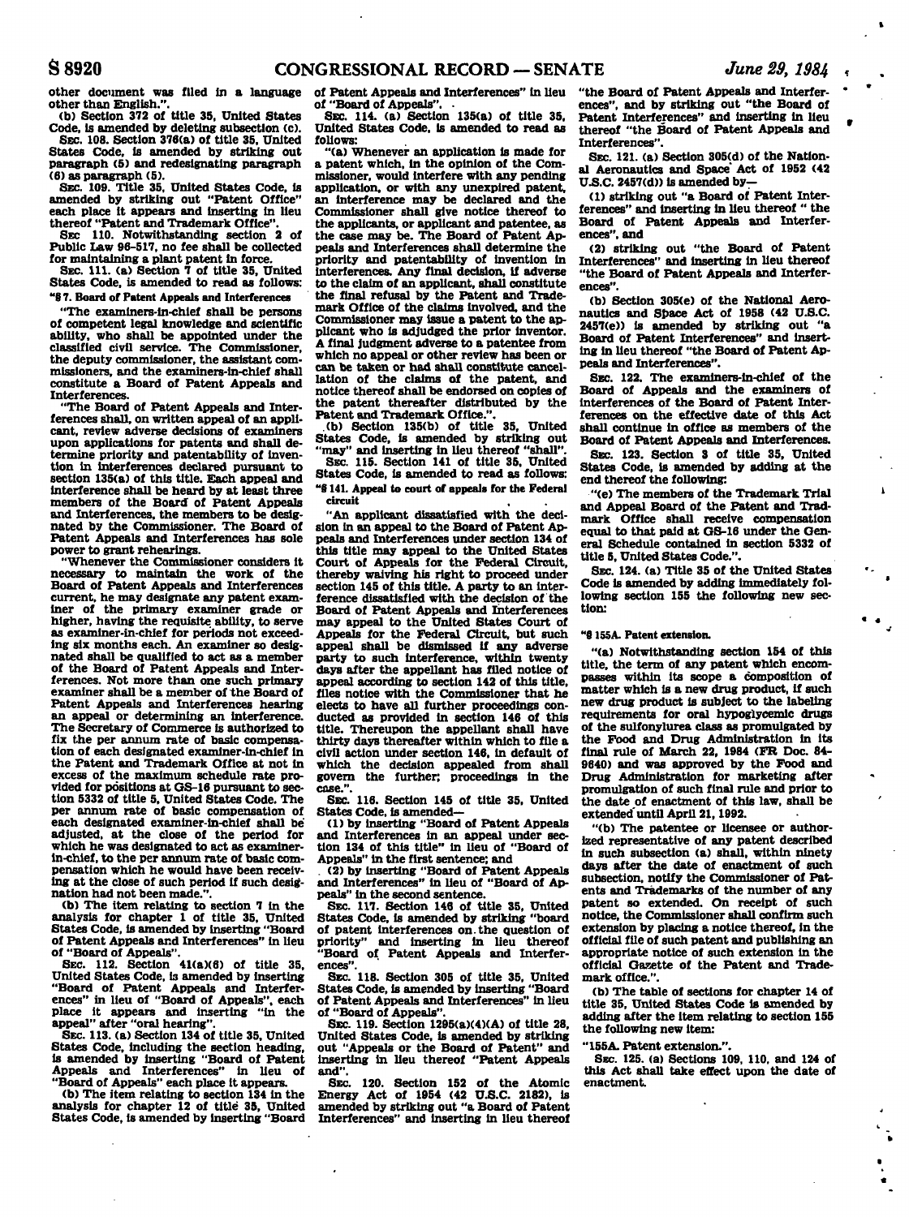other document was filed in a language other than English.".

(b) Section 372 of title 35, United States Code, is amended by deleting subsection (c).

SEC. 108. Section 376(a) of title 35, United States Code, is amended by striking out paragraph (5) and redesignating paragraph (6) as paragraph (5).

SEC. 109. Title 35, United States Code, is amended by striking out "Patent Office" each place it appears and inserting in lieu thereof "Patent and Trademark Office".

SEC. 110. Notwithstanding section 2 of Public Law 96-517, no fee shall be collected for maintaining a plant patent in force.

SEC. 111. (a) Section 7 of title 35, United States Code, is amended to read as follows:

**"§ 7. Board of Patent Appeals and Interferences**

"The examiners-in-chief shall be persons of competent legal knowledge and scientific ability, who shall be appointed under the classified civil service. The Commissioner, the deputy commissioner, the assistant commissioners, and the examiners-in-chief shall constitute a Board of Patent Appeals and Interferences.

"The Board of Patent Appeals and Interferences shall, on written appeal of an applicant, review adverse decisions of examiners upon applications for patents and shall determine priority and patentability of invention in interferences declared pursuant to section 135(a) of this title. Each appeal and interference shall be heard by at least three members of the Board of Patent Appeals and Interferences, the members to be designated by the Commissioner. The Board of Patent Appeals and Interferences has sole power to grant rehearings.

"Whenever the Commissioner considers it necessary to maintain the work of the Board of Patent Appeals and Interferences current, he may designate any patent examiner of the primary examiner grade or higher, having the requisite ability, to serve as examiner-in-chief for periods not exceeding six months each. An examiner so designated shall be qualified to act as a member of the Board of Patent Appeals and Interferences. Not more than one such primary examiner shall be a member of the Board of Patent Appeals and Interferences hearing an appeal or determining an interference. The Secretary of Commerce is authorized to fix the per annum rate of basic compensation of each designated examiner-in-chief in the Patent and Trademark Office at not in excess of the maximum schedule rate provided for positions at GS-16 pursuant to section 5332 of title 5, United States Code. The per annum rate of basic compensation of each designated examiner-in-chief shall be adjusted, at the close of the period for which he was designated to act as examiner-in-chief, to the per annum rate of basic compensation which he would have been receiving at the close of such period if such designation had not been made.".

(b) The item relating to section 7 in the analysis for chapter 1 of title 35, United States Code, is amended by inserting "Board of Patent Appeals and Interferences" in lieu of "Board of Appeals".

SEC. 112. Section 41(a)(6) of title 35, United States Code, is amended by inserting "Board of Patent Appeals and Interferences" in lieu of "Board of Appeals", each place it appears and inserting "in the appeal" after "oral hearing".

SEC. 113. (a) Section 134 of title 35, United States Code, including the section heading, is amended by inserting "Board of Patent Appeals and Interferences" in lieu of "Board of Appeals" each place it appears.

(b) The item relating to section 134 in the analysis for chapter 12 of title 35, United States Code, is amended by inserting "Board of Patent Appeals and Interferences" in lieu of "Board of Appeals".

SEC. 114. (a) Section 135(a) of title 35, United States Code, is amended to read as follows:

"(a) Whenever an application is made for a patent which, in the opinion of the Commissioner, would interfere with any pending application, or with any unexpired patent, an interference may be declared and the Commissioner shall give notice thereof to the applicants, or applicant and patentee, as the case may be. The Board of Patent Appeals and Interferences shall determine the priority and patentability of invention in interferences. Any final decision, if adverse to the claim of an applicant, shall constitute the final refusal by the Patent and Trademark Office of the claims involved, and the Commissioner may issue a patent to the applicant who is adjudged the prior inventor. A final judgment adverse to a patentee from which no appeal or other review has been or can be taken or had shall constitute cancellation of the claims of the patent, and notice thereof shall be endorsed on copies of the patent thereafter distributed by the Patent and Trademark Office.".

(b) Section 135(b) of title 35, United States Code, is amended by striking out "may" and inserting in lieu thereof "shall".

SEC. 115. Section 141 of title 35, United States Code, is amended to read as follows:

**"§ 141. Appeal to court of appeals for the Federal circuit**

"An applicant dissatisfied with the decision in an appeal to the Board of Patent Appeals and Interferences under section 134 of this title may appeal to the United States Court of Appeals for the Federal Circuit, thereby waiving his right to proceed under section 145 of this title. A party to an interference dissatisfied with the decision of the Board of Patent Appeals and Interferences may appeal to the United States Court of Appeals for the Federal Circuit, but such appeal shall be dismissed if any adverse party to such interference, within twenty days after the appellant has filed notice of appeal according to section 142 of this title, files notice with the Commissioner that he elects to have all further proceedings conducted as provided in section 146 of this title. Thereupon the appellant shall have thirty days thereafter within which to file a civil action under section 146, in default of which the decision appealed from shall govern the further; proceedings in the case.".

SEC. 116. Section 145 of title 35, United States Code, is amended—

(1) by inserting "Board of Patent Appeals and Interferences in an appeal under section 134 of this title" in lieu of "Board of Appeals" in the first sentence; and

(2) by inserting "Board of Patent Appeals and Interferences" in lieu of "Board of Appeals" in the second sentence.

SEC. 117. Section 146 of title 35, United States Code, is amended by striking "board of patent interferences on the question of priority" and inserting in lieu thereof "Board of Patent Appeals and Interferences".

SEC. 118. Section 305 of title 35, United States Code, is amended by inserting "Board of Patent Appeals and Interferences" in lieu of "Board of Appeals".

SEC. 119. Section 1295(a)(4)(A) of title 28, United States Code, is amended by striking out "Appeals or the Board of Patent" and inserting in lieu thereof "Patent Appeals and".

SEC. 120. Section 152 of the Atomic Energy Act of 1954 (42 U.S.C. 2182), is amended by striking out "a Board of Patent Interferences" and inserting in lieu thereof "the Board of Patent Appeals and Interferences", and by striking out "the Board of Patent Interferences" and inserting in lieu thereof "the Board of Patent Appeals and Interferences".

SEC. 121. (a) Section 305(d) of the National Aeronautics and Space Act of 1952 (42 U.S.C. 2457(d)) is amended by—

(1) striking out "a Board of Patent Interferences" and inserting in lieu thereof "the Board of Patent Appeals and Interferences", and

(2) striking out "the Board of Patent Interferences" and inserting in lieu thereof "the Board of Patent Appeals and Interferences".

(b) Section 305(e) of the National Aeronautics and Space Act of 1958 (42 U.S.C. 2457(e)) is amended by striking out "a Board of Patent Interferences" and inserting in lieu thereof "the Board of Patent Appeals and Interferences".

SEC. 122. The examiners-in-chief of the Board of Appeals and the examiners of interferences of the Board of Patent Interferences on the effective date of this Act shall continue in office as members of the Board of Patent Appeals and Interferences.

SEC. 123. Section 3 of title 35, United States Code, is amended by adding at the end thereof the following:

"(e) The members of the Trademark Trial and Appeal Board of the Patent and Tradmark Office shall receive compensation equal to that paid at GS-16 under the General Schedule contained in section 5332 of title 5, United States Code.".

SEC. 124. (a) Title 35 of the United States Code is amended by adding immediately following section 155 the following new section:

**"§ 155A. Patent extension.**

"(a) Notwithstanding section 154 of this title, the term of any patent which encompasses within its scope a composition of matter which is a new drug product, if such new drug product is subject to the labeling requirements for oral hypoglycemic drugs of the sulfonylurea class as promulgated by the Food and Drug Administration in its final rule of March 22, 1984 (FR Doc. 84-9640) and was approved by the Food and Drug Administration for marketing after promulgation of such final rule and prior to the date of enactment of this law, shall be extended until April 21, 1992.

"(b) The patentee or licensee or authorized representative of any patent described in such subsection (a) shall, within ninety days after the date of enactment of such subsection, notify the Commissioner of Patents and Trademarks of the number of any patent so extended. On receipt of such notice, the Commissioner shall confirm such extension by placing a notice thereof, in the official file of such patent and publishing an appropriate notice of such extension in the official Gazette of the Patent and Trademark office.".

(b) The table of sections for chapter 14 of title 35, United States Code is amended by adding after the item relating to section 155 the following new item:

"155A. Patent extension.".

SEC. 125. (a) Sections 109, 110, and 124 of this Act shall take effect upon the date of enactment.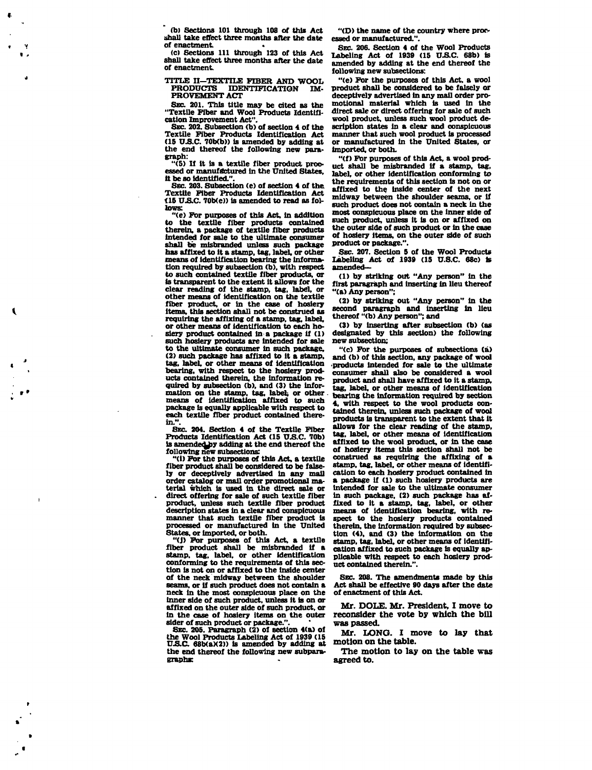(b) Sections 101 through 108 of this Act shall take effect three months after the date of enactment.

(c) Sections 111 through 123 of this Act shall take effect three months after the date of enactment.

TITLE II—TEXTILE FIBER AND WOOL PRODUCTS IDENTIFICATION IMPROVEMENT ACT

SEC. 201. This title may be cited as the "Textile Fiber and Wool Products Identification Improvement Act".

SEC. 202. Subsection (b) of section 4 of the Textile Fiber Products Identification Act (15 U.S.C. 70b(b)) is amended by adding at the end thereof the following new paragraph:

"(5) If it is a textile fiber product processed or manufactured in the United States, it be so identified.".

SEC. 203. Subsection (e) of section 4 of the Textile Fiber Products Identification Act (15 U.S.C. 70b(e)) is amended to read as follows:

"(e) For purposes of this Act, in addition to the textile fiber products contained therein, a package of textile fiber products intended for sale to the ultimate consumer shall be misbranded unless such package has affixed to it a stamp, tag, label, or other means of identification bearing the information required by subsection (b), with respect to such contained textile fiber products, or is transparent to the extent it allows for the clear reading of the stamp, tag, label, or other means of identification on the textile fiber product, or in the case of hosiery items, this section shall not be construed as requiring the affixing of a stamp, tag, label, or other means of identification to each hosiery product contained in a package if (1) such hosiery products are intended for sale to the ultimate consumer in such package, (2) such package has affixed to it a stamp, tag, label, or other means of identification bearing, with respect to the hosiery products contained therein, the information required by subsection (b), and (3) the information on the stamp, tag, label, or other means of identification affixed to such package is equally applicable with respect to each textile fiber product contained therein.".

SEC. 204. Section 4 of the Textile Fiber Products Identification Act (15 U.S.C. 70b) is amended by adding at the end thereof the following new subsections:

"(i) For the purposes of this Act, a textile fiber product shall be considered to be falsely or deceptively advertised in any mail order catalog or mail order promotional material which is used in the direct sale or direct offering for sale of such textile fiber product, unless such textile fiber product description states in a clear and conspicuous manner that such textile fiber product is processed or manufactured in the United States, or imported, or both.

"(j) For purposes of this Act, a textile fiber product shall be misbranded if a stamp, tag, label, or other identification conforming to the requirements of this section is not on or affixed to the inside center of the neck midway between the shoulder seams, or if such product does not contain a neck in the most conspicuous place on the inner side of such product, unless it is on or affixed on the outer side of such product, or in the case of hosiery items on the outer sider of such product or package.".

SEC. 205. Paragraph (2) of section 4(a) of the Wool Products Labeling Act of 1939 (15 U.S.C. 68b(a)(2)) is amended by adding at the end thereof the following new subparagraphs:

"(D) the name of the country where processed or manufactured.".

SEC. 206. Section 4 of the Wool Products Labeling Act of 1939 (15 U.S.C. 68b) is amended by adding at the end thereof the following new subsections:

"(e) For the purposes of this Act, a wool product shall be considered to be falsely or deceptively advertised in any mail order promotional material which is used in the direct sale or direct offering for sale of such wool product, unless such wool product description states in a clear and conspicuous manner that such wool product is processed or manufactured in the United States, or imported, or both.

"(f) For purposes of this Act, a wool product shall be misbranded if a stamp, tag, label, or other identification conforming to the requirements of this section is not on or affixed to the inside center of the next midway between the shoulder seams, or if such product does not contain a neck in the most conspicuous place on the inner side of such product, unless it is on or affixed on the outer side of such product or in the case of hosiery items, on the outer side of such product or package.".

SEC. 207. Section 5 of the Wool Products Labeling Act of 1939 (15 U.S.C. 68c) is amended—

(1) by striking out "Any person" in the first paragraph and inserting in lieu thereof "(a) Any person";

(2) by striking out "Any person" in the second paragraph and inserting in lieu thereof "(b) Any person"; and

(3) by inserting after subsection (b) (as designated by this section) the following new subsection:

"(c) For the purposes of subsections (a) and (b) of this section, any package of wool products intended for sale to the ultimate consumer shall also be considered a wool product and shall have affixed to it a stamp, tag, label, or other means of identification bearing the information required by section 4, with respect to the wool products contained therein, unless such package of wool products is transparent to the extent that it allows for the clear reading of the stamp, tag, label, or other means of identification affixed to the wool product, or in the case of hosiery items this section shall not be construed as requiring the affixing of a stamp, tag, label, or other means of identification to each hosiery product contained in a package if (1) such hosiery products are intended for sale to the ultimate consumer in such package, (2) such package has affixed to it a stamp, tag, label, or other means of identification bearing, with respect to the hosiery products contained therein, the information required by subsection (4), and (3) the information on the stamp, tag, label, or other means of identification affixed to such package is equally applicable with respect to each hosiery product contained therein.".

SEC. 208. The amendments made by this Act shall be effective 90 days after the date of enactment of this Act.

Mr. DOLE. Mr. President, I move to reconsider the vote by which the bill was passed.

Mr. LONG. I move to lay that motion on the table.

The motion to lay on the table was agreed to.